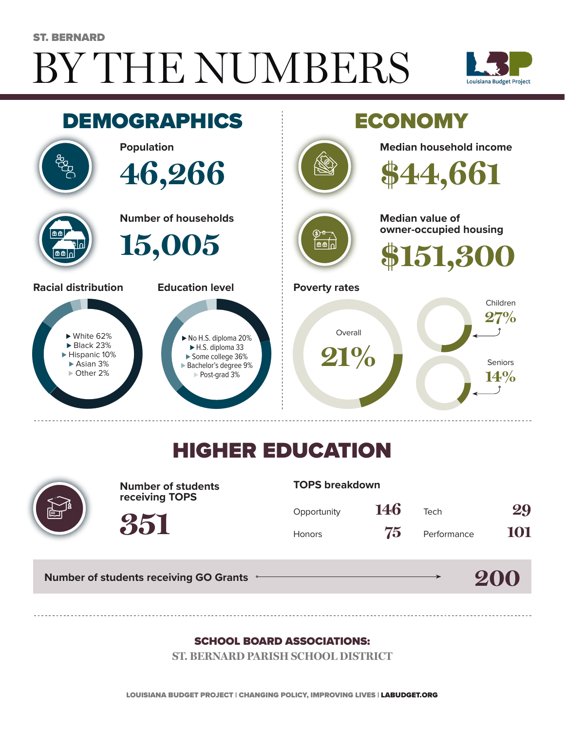ST. BERNARD

# BY THE NUMBERS

Louisiana Budget Project

## DEMOGRAPHICS

**Population**

46,266

**Number of households**

15,005

**Racial distribution**

- White 62%
- Black 23%
- Hispanic 10%
- Asian 3%
- Other 2%

**Education level**

- No H.S. diploma 20%
- H.S. diploma 33
- Some college 36%
- Bachelor's degree 9%
- Post-grad 3%

## ECONOMY

**Median household income**

$44,661

**Median value of owner-occupied housing**

$151,300

**Poverty rates**

- Overall 21%
- Children 27%
- Seniors 14%

## HIGHER EDUCATION

**Number of students receiving TOPS**

351

**TOPS breakdown**

| | | | |
|---|---|---|---|
| Opportunity | 146 | Tech | 29 |
| Honors | 75 | Performance | 101 |

**Number of students receiving GO Grants** → 200

**SCHOOL BOARD ASSOCIATIONS:**

ST. BERNARD PARISH SCHOOL DISTRICT

LOUISIANA BUDGET PROJECT | CHANGING POLICY, IMPROVING LIVES | LABUDGET.ORG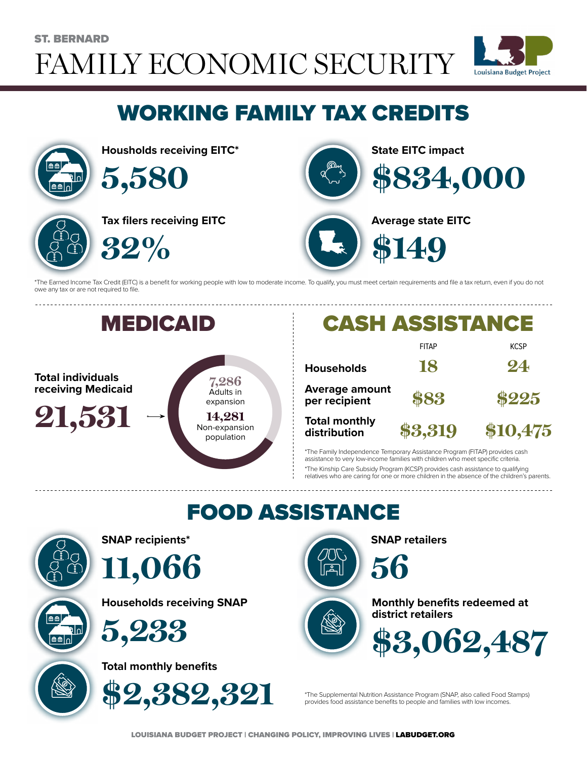ST. BERNARD

# FAMILY ECONOMIC SECURITY

Louisiana Budget Project

## WORKING FAMILY TAX CREDITS

**Households receiving EITC***

5,580

**State EITC impact**

$834,000

**Tax filers receiving EITC**

32%

**Average state EITC**

$149

*The Earned Income Tax Credit (EITC) is a benefit for working people with low to moderate income. To qualify, you must meet certain requirements and file a tax return, even if you do not owe any tax or are not required to file.

## MEDICAID

**Total individuals receiving Medicaid**

21,531

7,286
Adults in expansion

14,281
Non-expansion population

## CASH ASSISTANCE

| | FITAP | KCSP |
|---|---|---|
| **Households** | 18 | 24 |
| **Average amount per recipient** | $83 | $225 |
| **Total monthly distribution** | $3,319 | $10,475 |

*The Family Independence Temporary Assistance Program (FITAP) provides cash assistance to very low-income families with children who meet specific criteria.

*The Kinship Care Subsidy Program (KCSP) provides cash assistance to qualifying relatives who are caring for one or more children in the absence of the children's parents.

## FOOD ASSISTANCE

**SNAP recipients***

11,066

**Households receiving SNAP**

5,233

**Total monthly benefits**

$2,382,321

**SNAP retailers**

56

**Monthly benefits redeemed at district retailers**

$3,062,487

*The Supplemental Nutrition Assistance Program (SNAP, also called Food Stamps) provides food assistance benefits to people and families with low incomes.

LOUISIANA BUDGET PROJECT | CHANGING POLICY, IMPROVING LIVES | LABUDGET.ORG